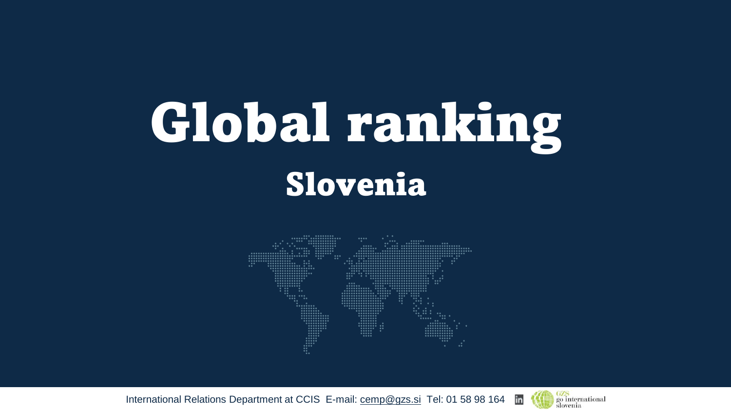# Global ranking

## Slovenia

International Relations Department at CCIS E-mail: cemp@gzs.si Tel: 01 58 98 164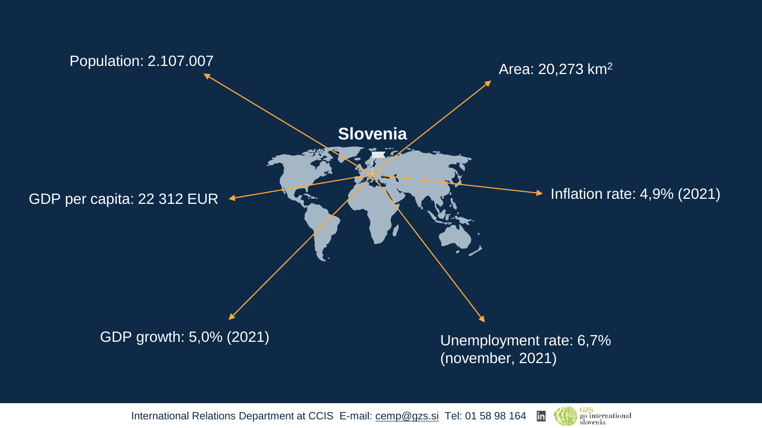# Slovenia

- Population: 2.107.007
- Area: 20,273 $km^2$
- GDP per capita: 22 312 EUR
- Inflation rate: 4,9% (2021)
- GDP growth: 5,0% (2021)
- Unemployment rate: 6,7% (november, 2021)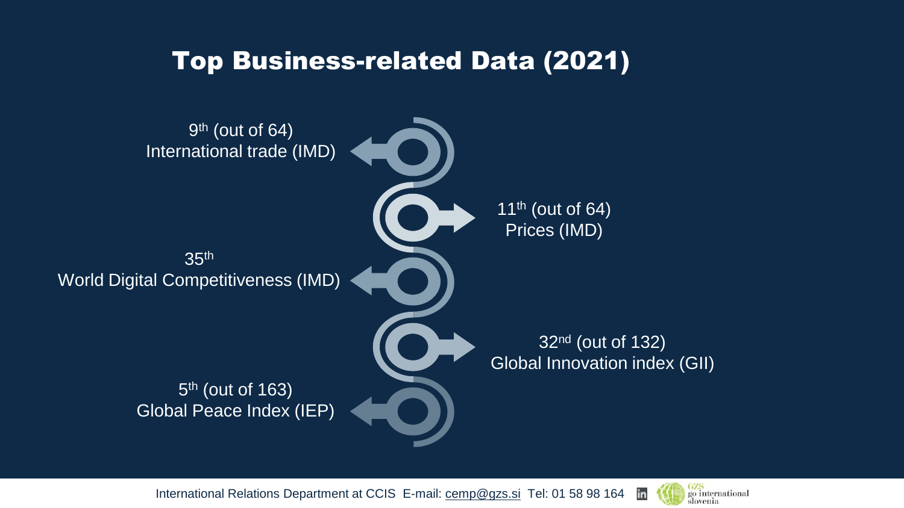# Top Business-related Data (2021)

- 9th (out of 64) International trade (IMD)
- 11th (out of 64) Prices (IMD)
- 35th World Digital Competitiveness (IMD)
- 32nd (out of 132) Global Innovation index (GII)
- 5th (out of 163) Global Peace Index (IEP)

International Relations Department at CCIS E-mail: cemp@gzs.si Tel: 01 58 98 164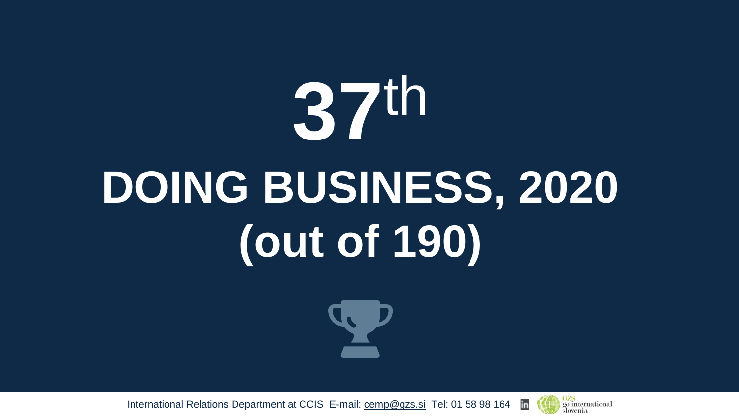# 37th

# DOING BUSINESS, 2020 (out of 190)

International Relations Department at CCIS E-mail: cemp@gzs.si Tel: 01 58 98 164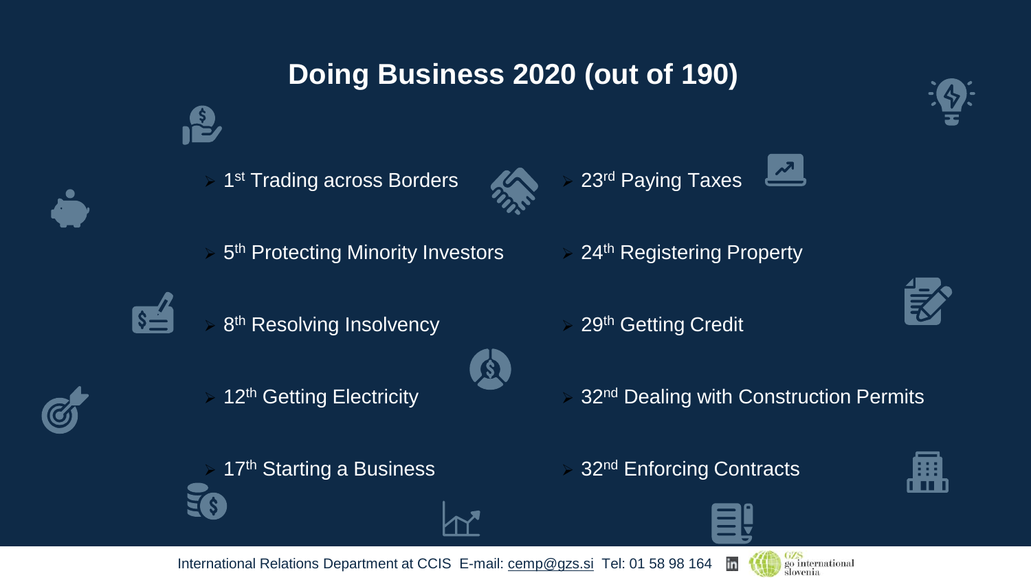# Doing Business 2020 (out of 190)

- 1st Trading across Borders
- 5th Protecting Minority Investors
- 8th Resolving Insolvency
- 12th Getting Electricity
- 17th Starting a Business
- 23rd Paying Taxes
- 24th Registering Property
- 29th Getting Credit
- 32nd Dealing with Construction Permits
- 32nd Enforcing Contracts

International Relations Department at CCIS E-mail: cemp@gzs.si Tel: 01 58 98 164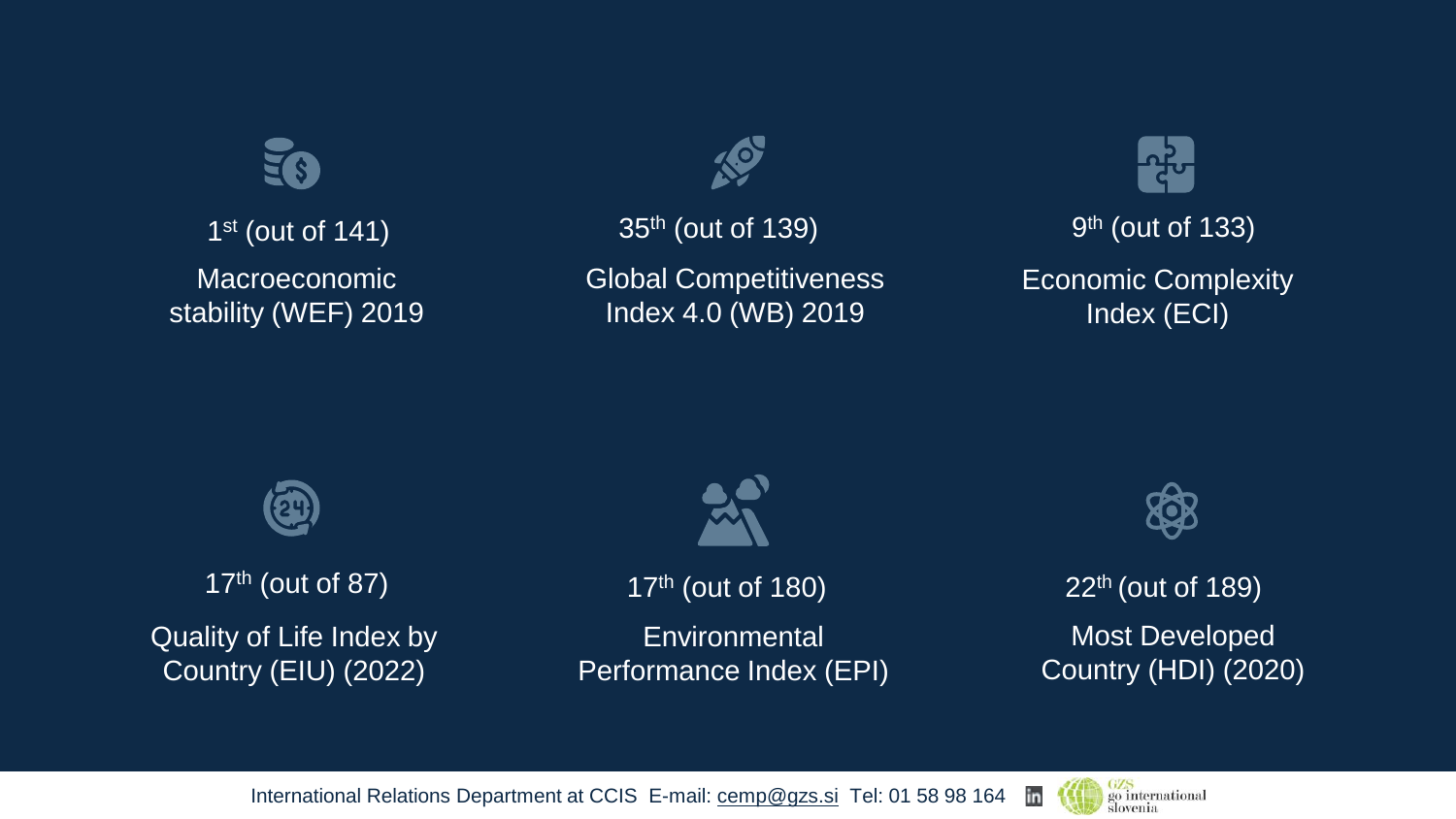1st (out of 141)

Macroeconomic stability (WEF) 2019

35th (out of 139)

Global Competitiveness Index 4.0 (WB) 2019

9th (out of 133)

Economic Complexity Index (ECI)

17th (out of 87)

Quality of Life Index by Country (EIU) (2022)

17th (out of 180)

Environmental Performance Index (EPI)

22th (out of 189)

Most Developed Country (HDI) (2020)

International Relations Department at CCIS E-mail: cemp@gzs.si Tel: 01 58 98 164